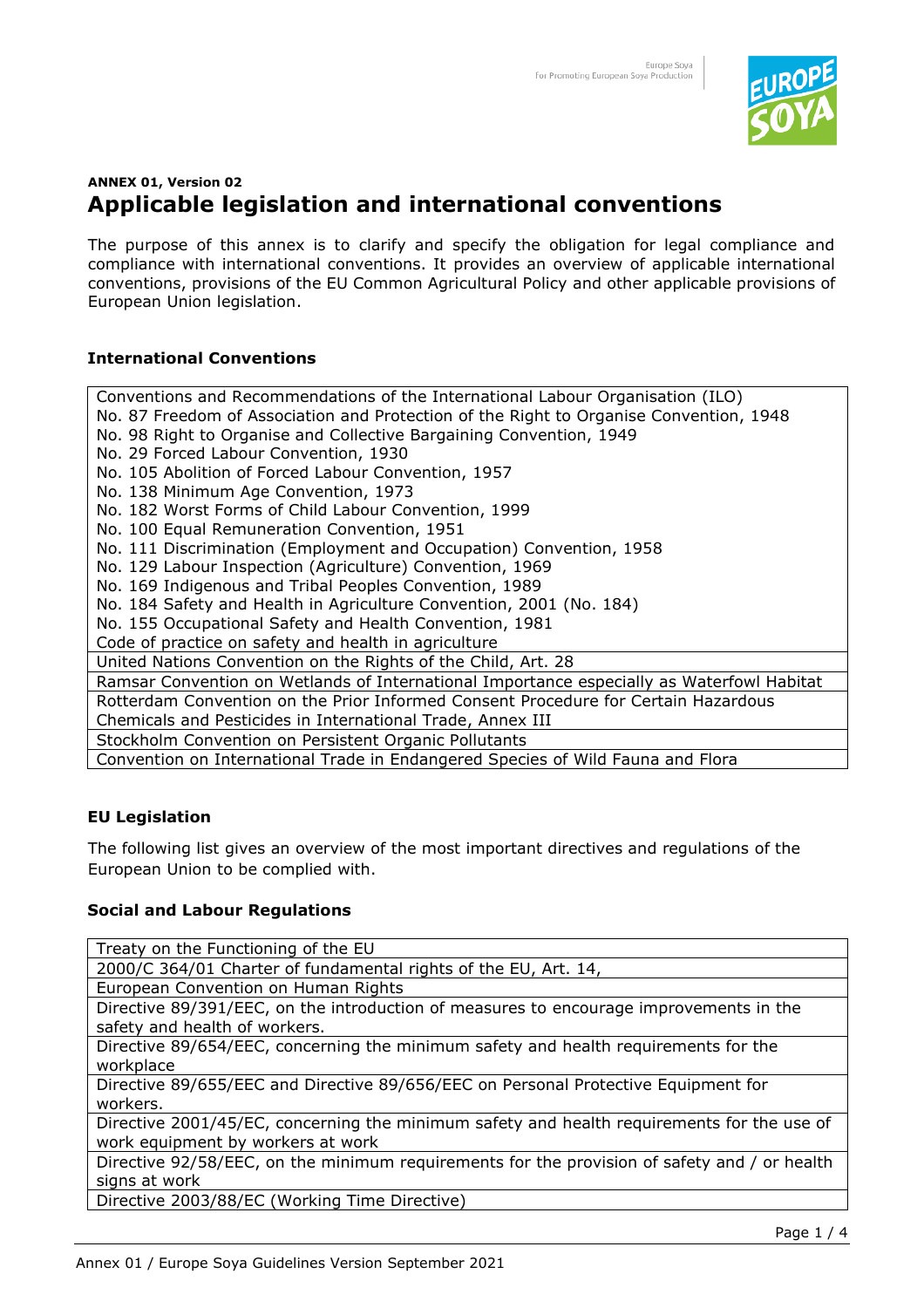**ANNEX 01, Version 02**

# Applicable legislation and international conventions

The purpose of this annex is to clarify and specify the obligation for legal compliance and compliance with international conventions. It provides an overview of applicable international conventions, provisions of the EU Common Agricultural Policy and other applicable provisions of European Union legislation.

## International Conventions

| |
|---|
| Conventions and Recommendations of the International Labour Organisation (ILO)<br>No. 87 Freedom of Association and Protection of the Right to Organise Convention, 1948<br>No. 98 Right to Organise and Collective Bargaining Convention, 1949<br>No. 29 Forced Labour Convention, 1930<br>No. 105 Abolition of Forced Labour Convention, 1957<br>No. 138 Minimum Age Convention, 1973<br>No. 182 Worst Forms of Child Labour Convention, 1999<br>No. 100 Equal Remuneration Convention, 1951<br>No. 111 Discrimination (Employment and Occupation) Convention, 1958<br>No. 129 Labour Inspection (Agriculture) Convention, 1969<br>No. 169 Indigenous and Tribal Peoples Convention, 1989<br>No. 184 Safety and Health in Agriculture Convention, 2001 (No. 184)<br>No. 155 Occupational Safety and Health Convention, 1981<br>Code of practice on safety and health in agriculture |
| United Nations Convention on the Rights of the Child, Art. 28 |
| Ramsar Convention on Wetlands of International Importance especially as Waterfowl Habitat |
| Rotterdam Convention on the Prior Informed Consent Procedure for Certain Hazardous Chemicals and Pesticides in International Trade, Annex III |
| Stockholm Convention on Persistent Organic Pollutants |
| Convention on International Trade in Endangered Species of Wild Fauna and Flora |

## EU Legislation

The following list gives an overview of the most important directives and regulations of the European Union to be complied with.

### Social and Labour Regulations

| |
|---|
| Treaty on the Functioning of the EU |
| 2000/C 364/01 Charter of fundamental rights of the EU, Art. 14, |
| European Convention on Human Rights |
| Directive 89/391/EEC, on the introduction of measures to encourage improvements in the safety and health of workers. |
| Directive 89/654/EEC, concerning the minimum safety and health requirements for the workplace |
| Directive 89/655/EEC and Directive 89/656/EEC on Personal Protective Equipment for workers. |
| Directive 2001/45/EC, concerning the minimum safety and health requirements for the use of work equipment by workers at work |
| Directive 92/58/EEC, on the minimum requirements for the provision of safety and / or health signs at work |
| Directive 2003/88/EC (Working Time Directive) |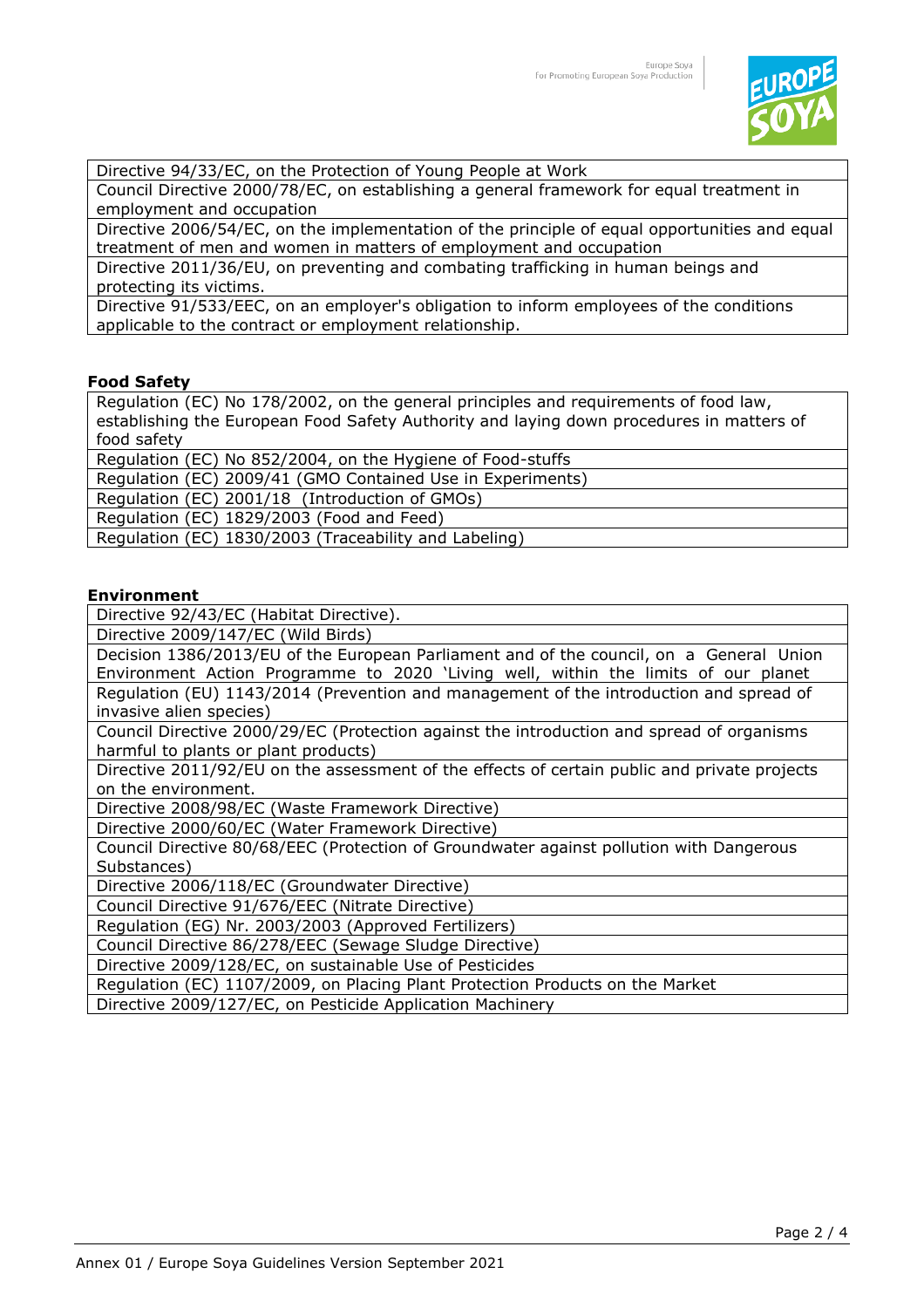| Directive 94/33/EC, on the Protection of Young People at Work |
|---|
| Council Directive 2000/78/EC, on establishing a general framework for equal treatment in employment and occupation |
| Directive 2006/54/EC, on the implementation of the principle of equal opportunities and equal treatment of men and women in matters of employment and occupation |
| Directive 2011/36/EU, on preventing and combating trafficking in human beings and protecting its victims. |
| Directive 91/533/EEC, on an employer's obligation to inform employees of the conditions applicable to the contract or employment relationship. |

**Food Safety**

| Regulation (EC) No 178/2002, on the general principles and requirements of food law, establishing the European Food Safety Authority and laying down procedures in matters of food safety |
|---|
| Regulation (EC) No 852/2004, on the Hygiene of Food-stuffs |
| Regulation (EC) 2009/41 (GMO Contained Use in Experiments) |
| Regulation (EC) 2001/18 (Introduction of GMOs) |
| Regulation (EC) 1829/2003 (Food and Feed) |
| Regulation (EC) 1830/2003 (Traceability and Labeling) |

**Environment**

| Directive 92/43/EC (Habitat Directive). |
|---|
| Directive 2009/147/EC (Wild Birds) |
| Decision 1386/2013/EU of the European Parliament and of the council, on a General Union Environment Action Programme to 2020 'Living well, within the limits of our planet |
| Regulation (EU) 1143/2014 (Prevention and management of the introduction and spread of invasive alien species) |
| Council Directive 2000/29/EC (Protection against the introduction and spread of organisms harmful to plants or plant products) |
| Directive 2011/92/EU on the assessment of the effects of certain public and private projects on the environment. |
| Directive 2008/98/EC (Waste Framework Directive) |
| Directive 2000/60/EC (Water Framework Directive) |
| Council Directive 80/68/EEC (Protection of Groundwater against pollution with Dangerous Substances) |
| Directive 2006/118/EC (Groundwater Directive) |
| Council Directive 91/676/EEC (Nitrate Directive) |
| Regulation (EG) Nr. 2003/2003 (Approved Fertilizers) |
| Council Directive 86/278/EEC (Sewage Sludge Directive) |
| Directive 2009/128/EC, on sustainable Use of Pesticides |
| Regulation (EC) 1107/2009, on Placing Plant Protection Products on the Market |
| Directive 2009/127/EC, on Pesticide Application Machinery |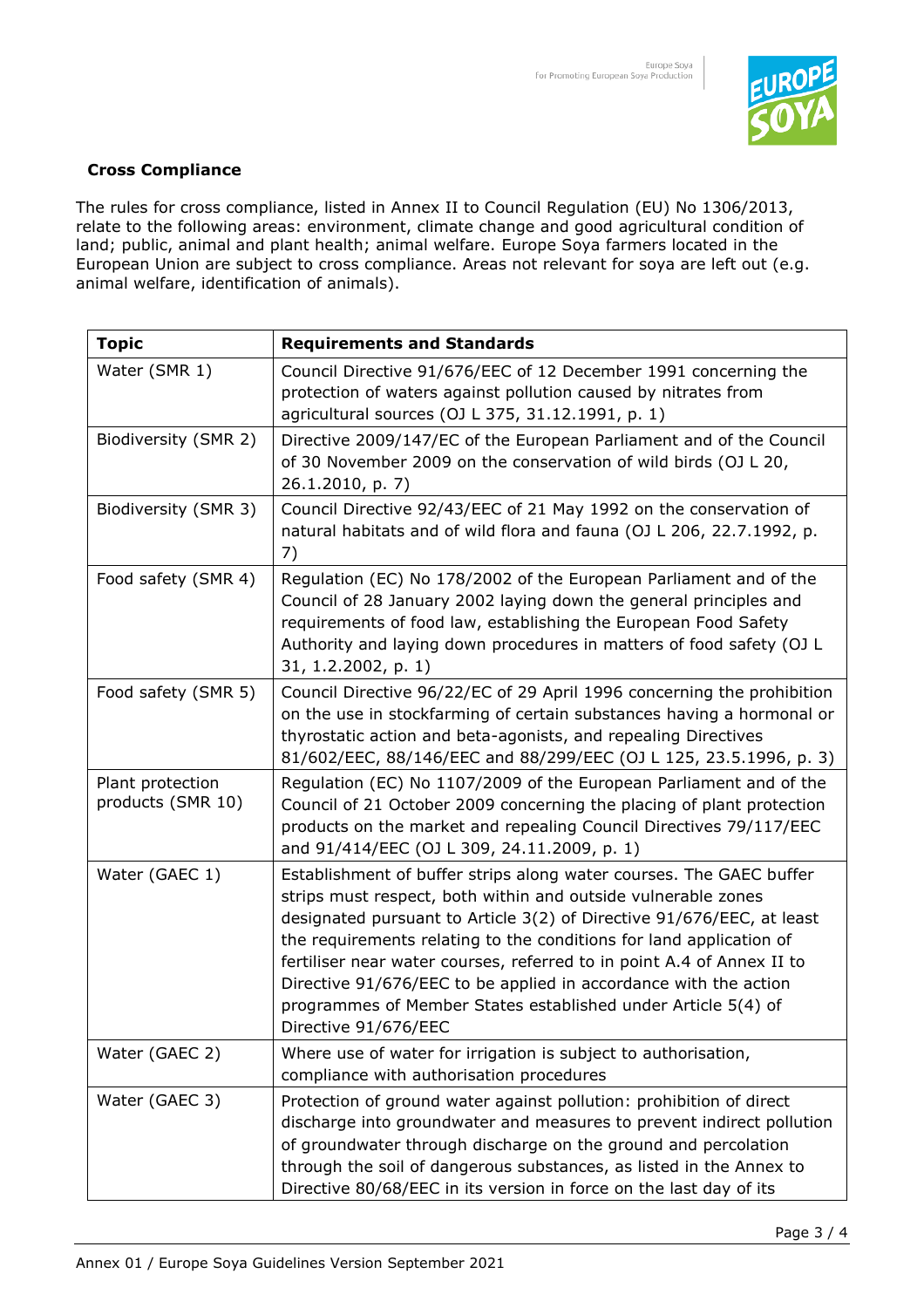**Cross Compliance**

The rules for cross compliance, listed in Annex II to Council Regulation (EU) No 1306/2013, relate to the following areas: environment, climate change and good agricultural condition of land; public, animal and plant health; animal welfare. Europe Soya farmers located in the European Union are subject to cross compliance. Areas not relevant for soya are left out (e.g. animal welfare, identification of animals).

| **Topic** | **Requirements and Standards** |
| --- | --- |
| Water (SMR 1) | Council Directive 91/676/EEC of 12 December 1991 concerning the protection of waters against pollution caused by nitrates from agricultural sources (OJ L 375, 31.12.1991, p. 1) |
| Biodiversity (SMR 2) | Directive 2009/147/EC of the European Parliament and of the Council of 30 November 2009 on the conservation of wild birds (OJ L 20, 26.1.2010, p. 7) |
| Biodiversity (SMR 3) | Council Directive 92/43/EEC of 21 May 1992 on the conservation of natural habitats and of wild flora and fauna (OJ L 206, 22.7.1992, p. 7) |
| Food safety (SMR 4) | Regulation (EC) No 178/2002 of the European Parliament and of the Council of 28 January 2002 laying down the general principles and requirements of food law, establishing the European Food Safety Authority and laying down procedures in matters of food safety (OJ L 31, 1.2.2002, p. 1) |
| Food safety (SMR 5) | Council Directive 96/22/EC of 29 April 1996 concerning the prohibition on the use in stockfarming of certain substances having a hormonal or thyrostatic action and beta-agonists, and repealing Directives 81/602/EEC, 88/146/EEC and 88/299/EEC (OJ L 125, 23.5.1996, p. 3) |
| Plant protection products (SMR 10) | Regulation (EC) No 1107/2009 of the European Parliament and of the Council of 21 October 2009 concerning the placing of plant protection products on the market and repealing Council Directives 79/117/EEC and 91/414/EEC (OJ L 309, 24.11.2009, p. 1) |
| Water (GAEC 1) | Establishment of buffer strips along water courses. The GAEC buffer strips must respect, both within and outside vulnerable zones designated pursuant to Article 3(2) of Directive 91/676/EEC, at least the requirements relating to the conditions for land application of fertiliser near water courses, referred to in point A.4 of Annex II to Directive 91/676/EEC to be applied in accordance with the action programmes of Member States established under Article 5(4) of Directive 91/676/EEC |
| Water (GAEC 2) | Where use of water for irrigation is subject to authorisation, compliance with authorisation procedures |
| Water (GAEC 3) | Protection of ground water against pollution: prohibition of direct discharge into groundwater and measures to prevent indirect pollution of groundwater through discharge on the ground and percolation through the soil of dangerous substances, as listed in the Annex to Directive 80/68/EEC in its version in force on the last day of its |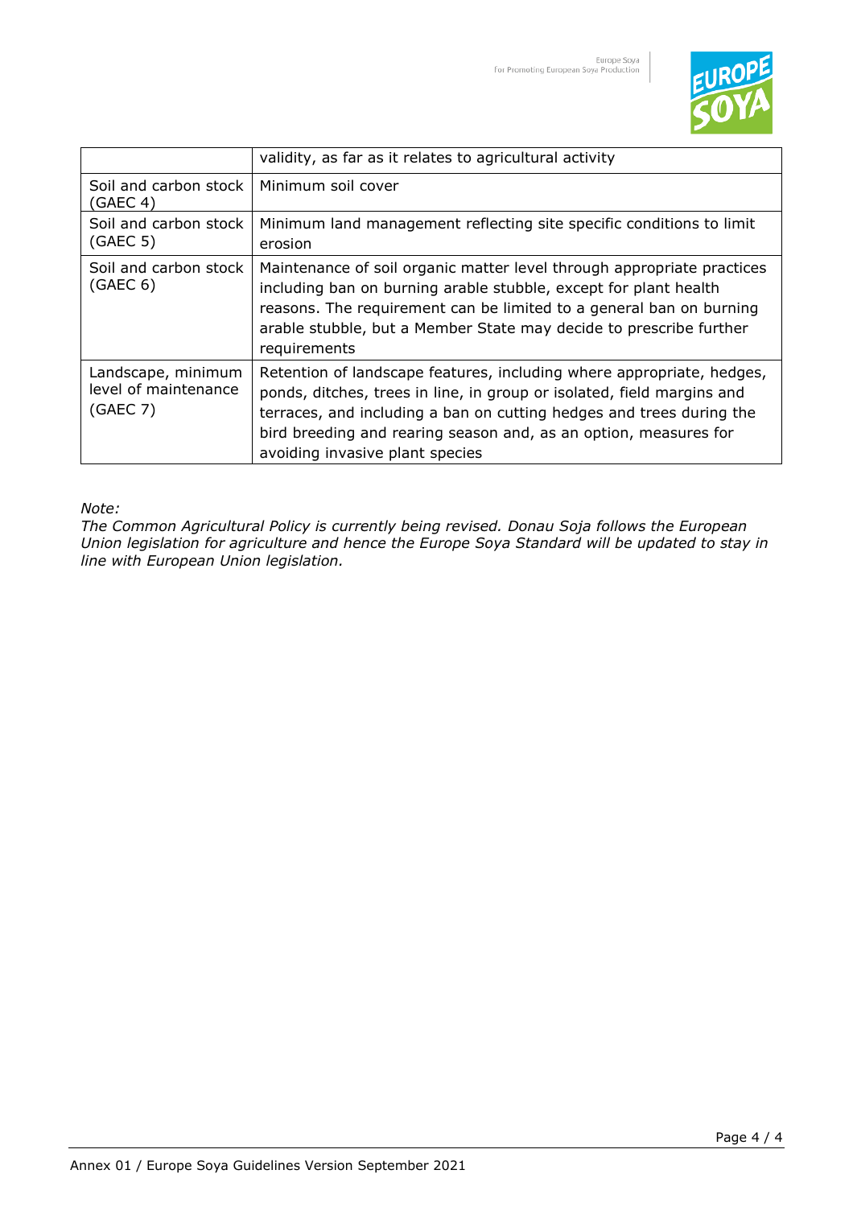| | |
|---|---|
| | validity, as far as it relates to agricultural activity |
| Soil and carbon stock (GAEC 4) | Minimum soil cover |
| Soil and carbon stock (GAEC 5) | Minimum land management reflecting site specific conditions to limit erosion |
| Soil and carbon stock (GAEC 6) | Maintenance of soil organic matter level through appropriate practices including ban on burning arable stubble, except for plant health reasons. The requirement can be limited to a general ban on burning arable stubble, but a Member State may decide to prescribe further requirements |
| Landscape, minimum level of maintenance (GAEC 7) | Retention of landscape features, including where appropriate, hedges, ponds, ditches, trees in line, in group or isolated, field margins and terraces, and including a ban on cutting hedges and trees during the bird breeding and rearing season and, as an option, measures for avoiding invasive plant species |

*Note:*
*The Common Agricultural Policy is currently being revised. Donau Soja follows the European Union legislation for agriculture and hence the Europe Soya Standard will be updated to stay in line with European Union legislation.*